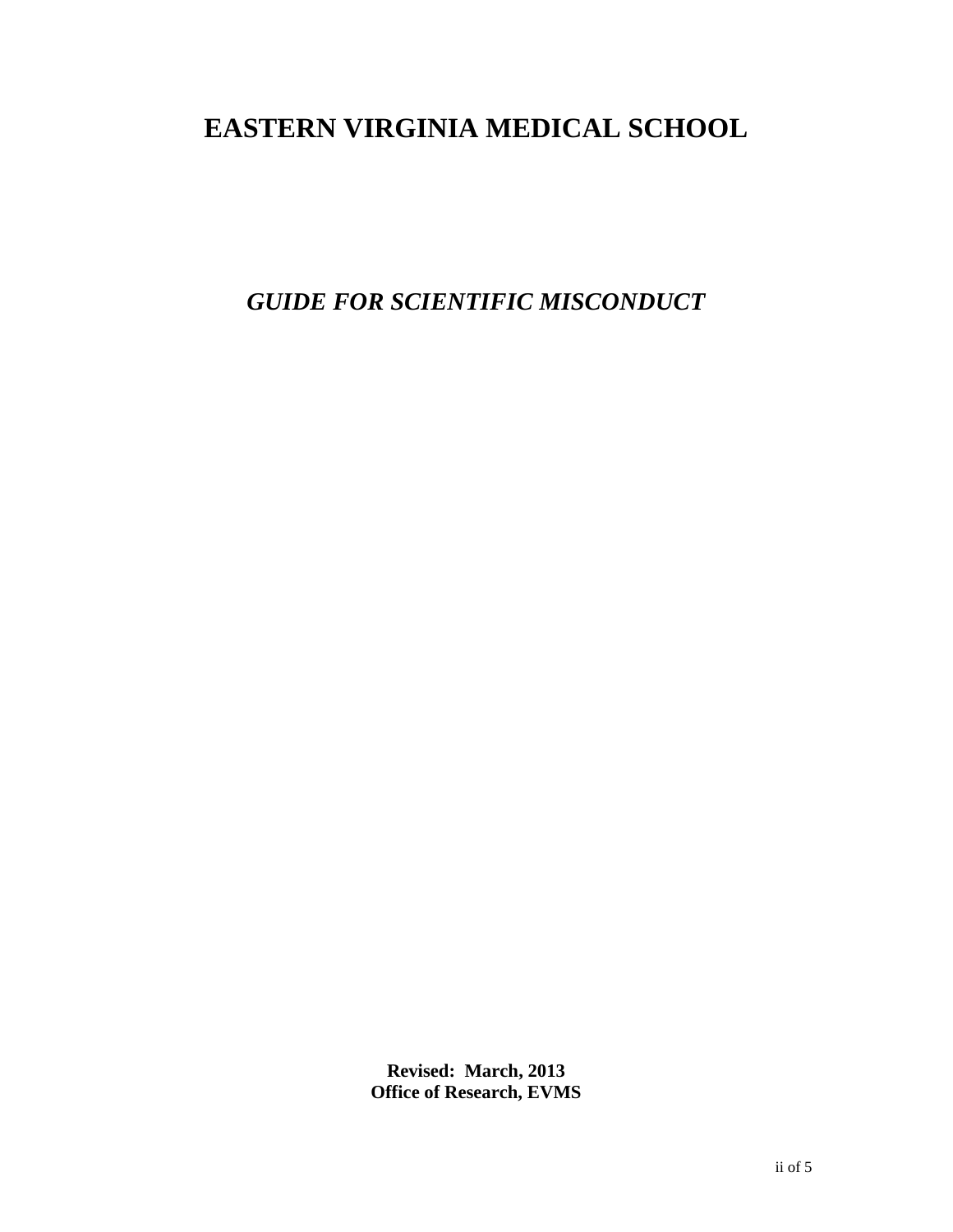# EASTERN VIRGINIA MEDICAL SCHOOL

## *GUIDE FOR SCIENTIFIC MISCONDUCT*

**Revised: March, 2013**
**Office of Research, EVMS**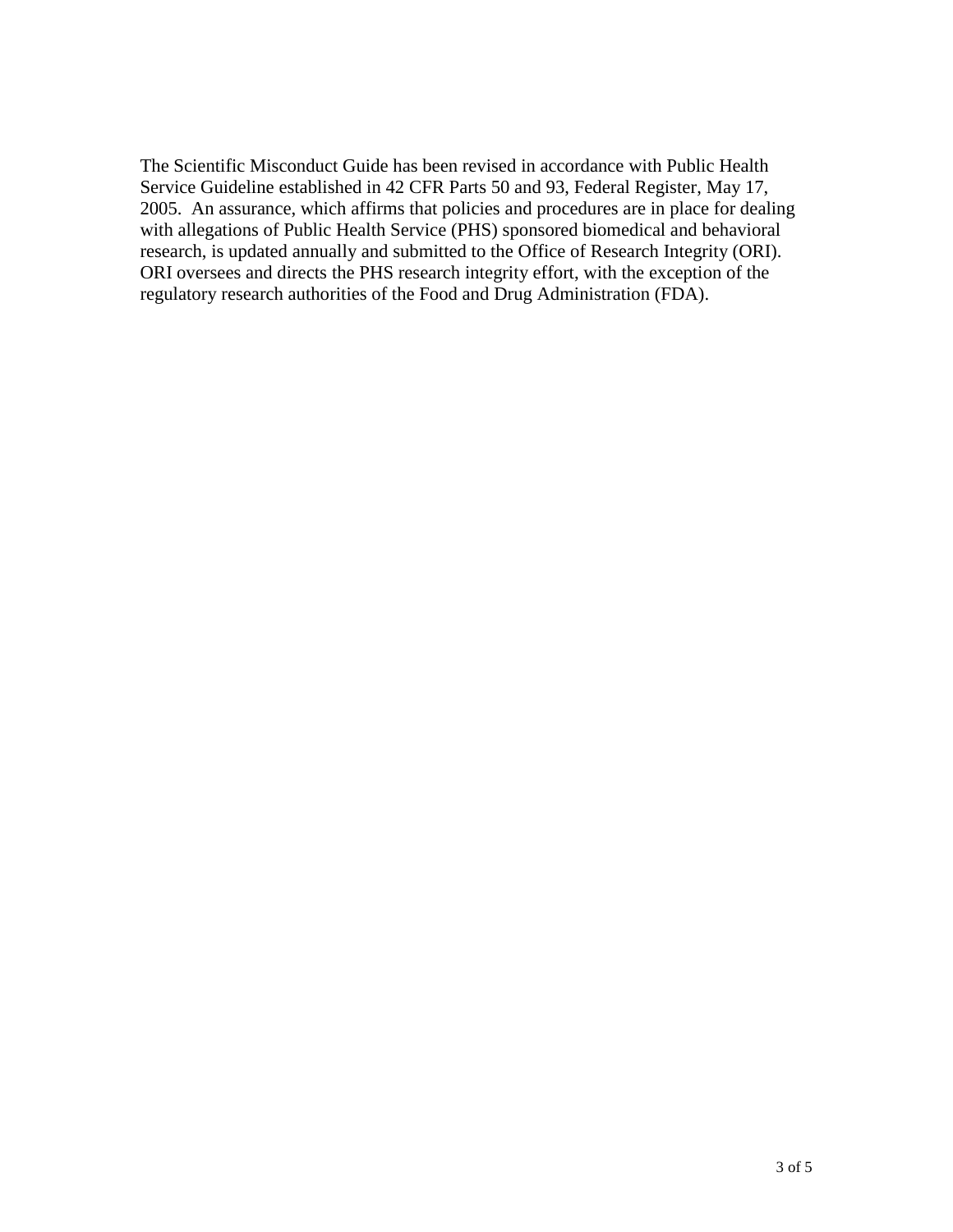The Scientific Misconduct Guide has been revised in accordance with Public Health Service Guideline established in 42 CFR Parts 50 and 93, Federal Register, May 17, 2005. An assurance, which affirms that policies and procedures are in place for dealing with allegations of Public Health Service (PHS) sponsored biomedical and behavioral research, is updated annually and submitted to the Office of Research Integrity (ORI). ORI oversees and directs the PHS research integrity effort, with the exception of the regulatory research authorities of the Food and Drug Administration (FDA).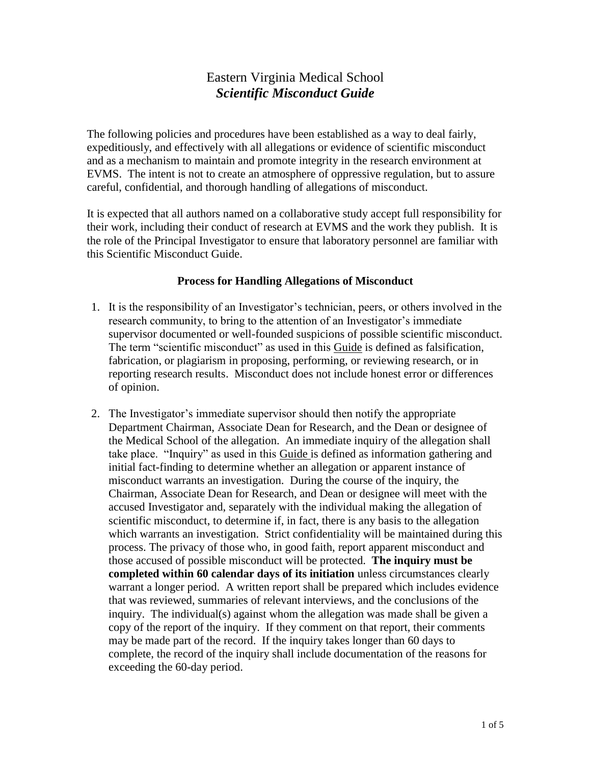# Eastern Virginia Medical School
## ***Scientific Misconduct Guide***

The following policies and procedures have been established as a way to deal fairly, expeditiously, and effectively with all allegations or evidence of scientific misconduct and as a mechanism to maintain and promote integrity in the research environment at EVMS. The intent is not to create an atmosphere of oppressive regulation, but to assure careful, confidential, and thorough handling of allegations of misconduct.

It is expected that all authors named on a collaborative study accept full responsibility for their work, including their conduct of research at EVMS and the work they publish. It is the role of the Principal Investigator to ensure that laboratory personnel are familiar with this Scientific Misconduct Guide.

### **Process for Handling Allegations of Misconduct**

1. It is the responsibility of an Investigator's technician, peers, or others involved in the research community, to bring to the attention of an Investigator's immediate supervisor documented or well-founded suspicions of possible scientific misconduct. The term "scientific misconduct" as used in this Guide is defined as falsification, fabrication, or plagiarism in proposing, performing, or reviewing research, or in reporting research results. Misconduct does not include honest error or differences of opinion.

2. The Investigator's immediate supervisor should then notify the appropriate Department Chairman, Associate Dean for Research, and the Dean or designee of the Medical School of the allegation. An immediate inquiry of the allegation shall take place. "Inquiry" as used in this Guide is defined as information gathering and initial fact-finding to determine whether an allegation or apparent instance of misconduct warrants an investigation. During the course of the inquiry, the Chairman, Associate Dean for Research, and Dean or designee will meet with the accused Investigator and, separately with the individual making the allegation of scientific misconduct, to determine if, in fact, there is any basis to the allegation which warrants an investigation. Strict confidentiality will be maintained during this process. The privacy of those who, in good faith, report apparent misconduct and those accused of possible misconduct will be protected. **The inquiry must be completed within 60 calendar days of its initiation** unless circumstances clearly warrant a longer period. A written report shall be prepared which includes evidence that was reviewed, summaries of relevant interviews, and the conclusions of the inquiry. The individual(s) against whom the allegation was made shall be given a copy of the report of the inquiry. If they comment on that report, their comments may be made part of the record. If the inquiry takes longer than 60 days to complete, the record of the inquiry shall include documentation of the reasons for exceeding the 60-day period.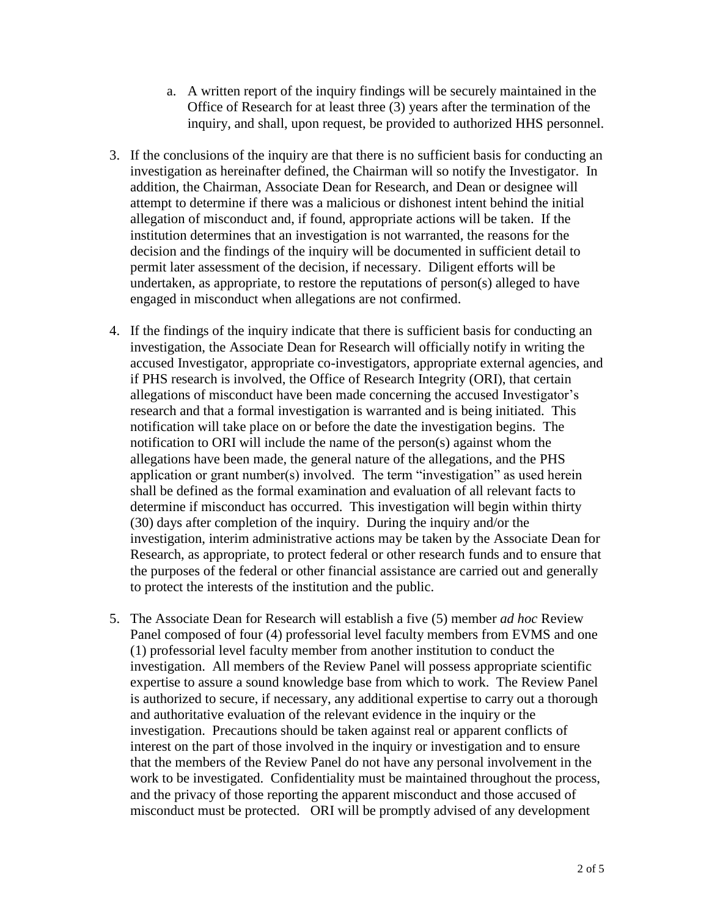a. A written report of the inquiry findings will be securely maintained in the Office of Research for at least three (3) years after the termination of the inquiry, and shall, upon request, be provided to authorized HHS personnel.

3. If the conclusions of the inquiry are that there is no sufficient basis for conducting an investigation as hereinafter defined, the Chairman will so notify the Investigator. In addition, the Chairman, Associate Dean for Research, and Dean or designee will attempt to determine if there was a malicious or dishonest intent behind the initial allegation of misconduct and, if found, appropriate actions will be taken. If the institution determines that an investigation is not warranted, the reasons for the decision and the findings of the inquiry will be documented in sufficient detail to permit later assessment of the decision, if necessary. Diligent efforts will be undertaken, as appropriate, to restore the reputations of person(s) alleged to have engaged in misconduct when allegations are not confirmed.

4. If the findings of the inquiry indicate that there is sufficient basis for conducting an investigation, the Associate Dean for Research will officially notify in writing the accused Investigator, appropriate co-investigators, appropriate external agencies, and if PHS research is involved, the Office of Research Integrity (ORI), that certain allegations of misconduct have been made concerning the accused Investigator's research and that a formal investigation is warranted and is being initiated. This notification will take place on or before the date the investigation begins. The notification to ORI will include the name of the person(s) against whom the allegations have been made, the general nature of the allegations, and the PHS application or grant number(s) involved. The term "investigation" as used herein shall be defined as the formal examination and evaluation of all relevant facts to determine if misconduct has occurred. This investigation will begin within thirty (30) days after completion of the inquiry. During the inquiry and/or the investigation, interim administrative actions may be taken by the Associate Dean for Research, as appropriate, to protect federal or other research funds and to ensure that the purposes of the federal or other financial assistance are carried out and generally to protect the interests of the institution and the public.

5. The Associate Dean for Research will establish a five (5) member *ad hoc* Review Panel composed of four (4) professorial level faculty members from EVMS and one (1) professorial level faculty member from another institution to conduct the investigation. All members of the Review Panel will possess appropriate scientific expertise to assure a sound knowledge base from which to work. The Review Panel is authorized to secure, if necessary, any additional expertise to carry out a thorough and authoritative evaluation of the relevant evidence in the inquiry or the investigation. Precautions should be taken against real or apparent conflicts of interest on the part of those involved in the inquiry or investigation and to ensure that the members of the Review Panel do not have any personal involvement in the work to be investigated. Confidentiality must be maintained throughout the process, and the privacy of those reporting the apparent misconduct and those accused of misconduct must be protected. ORI will be promptly advised of any development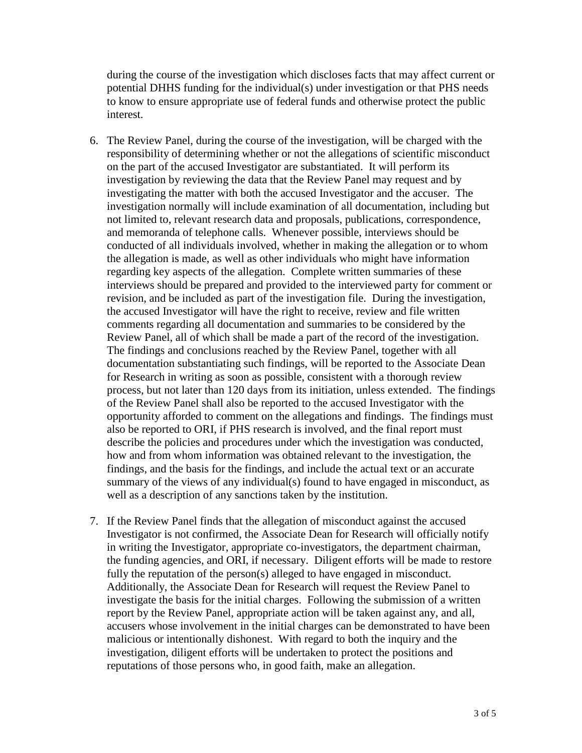during the course of the investigation which discloses facts that may affect current or potential DHHS funding for the individual(s) under investigation or that PHS needs to know to ensure appropriate use of federal funds and otherwise protect the public interest.

6. The Review Panel, during the course of the investigation, will be charged with the responsibility of determining whether or not the allegations of scientific misconduct on the part of the accused Investigator are substantiated. It will perform its investigation by reviewing the data that the Review Panel may request and by investigating the matter with both the accused Investigator and the accuser. The investigation normally will include examination of all documentation, including but not limited to, relevant research data and proposals, publications, correspondence, and memoranda of telephone calls. Whenever possible, interviews should be conducted of all individuals involved, whether in making the allegation or to whom the allegation is made, as well as other individuals who might have information regarding key aspects of the allegation. Complete written summaries of these interviews should be prepared and provided to the interviewed party for comment or revision, and be included as part of the investigation file. During the investigation, the accused Investigator will have the right to receive, review and file written comments regarding all documentation and summaries to be considered by the Review Panel, all of which shall be made a part of the record of the investigation. The findings and conclusions reached by the Review Panel, together with all documentation substantiating such findings, will be reported to the Associate Dean for Research in writing as soon as possible, consistent with a thorough review process, but not later than 120 days from its initiation, unless extended. The findings of the Review Panel shall also be reported to the accused Investigator with the opportunity afforded to comment on the allegations and findings. The findings must also be reported to ORI, if PHS research is involved, and the final report must describe the policies and procedures under which the investigation was conducted, how and from whom information was obtained relevant to the investigation, the findings, and the basis for the findings, and include the actual text or an accurate summary of the views of any individual(s) found to have engaged in misconduct, as well as a description of any sanctions taken by the institution.

7. If the Review Panel finds that the allegation of misconduct against the accused Investigator is not confirmed, the Associate Dean for Research will officially notify in writing the Investigator, appropriate co-investigators, the department chairman, the funding agencies, and ORI, if necessary. Diligent efforts will be made to restore fully the reputation of the person(s) alleged to have engaged in misconduct. Additionally, the Associate Dean for Research will request the Review Panel to investigate the basis for the initial charges. Following the submission of a written report by the Review Panel, appropriate action will be taken against any, and all, accusers whose involvement in the initial charges can be demonstrated to have been malicious or intentionally dishonest. With regard to both the inquiry and the investigation, diligent efforts will be undertaken to protect the positions and reputations of those persons who, in good faith, make an allegation.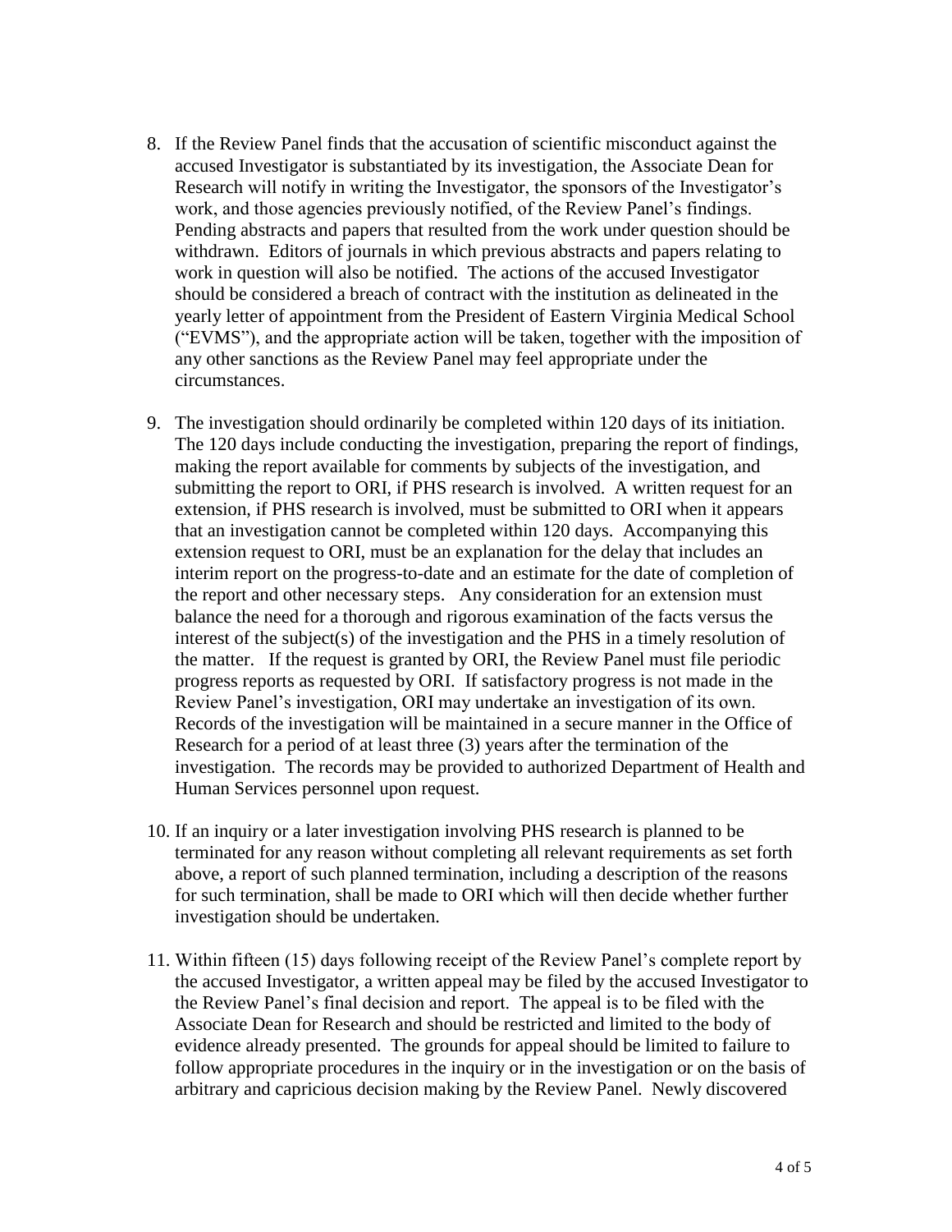8. If the Review Panel finds that the accusation of scientific misconduct against the accused Investigator is substantiated by its investigation, the Associate Dean for Research will notify in writing the Investigator, the sponsors of the Investigator's work, and those agencies previously notified, of the Review Panel's findings. Pending abstracts and papers that resulted from the work under question should be withdrawn. Editors of journals in which previous abstracts and papers relating to work in question will also be notified. The actions of the accused Investigator should be considered a breach of contract with the institution as delineated in the yearly letter of appointment from the President of Eastern Virginia Medical School ("EVMS"), and the appropriate action will be taken, together with the imposition of any other sanctions as the Review Panel may feel appropriate under the circumstances.

9. The investigation should ordinarily be completed within 120 days of its initiation. The 120 days include conducting the investigation, preparing the report of findings, making the report available for comments by subjects of the investigation, and submitting the report to ORI, if PHS research is involved. A written request for an extension, if PHS research is involved, must be submitted to ORI when it appears that an investigation cannot be completed within 120 days. Accompanying this extension request to ORI, must be an explanation for the delay that includes an interim report on the progress-to-date and an estimate for the date of completion of the report and other necessary steps. Any consideration for an extension must balance the need for a thorough and rigorous examination of the facts versus the interest of the subject(s) of the investigation and the PHS in a timely resolution of the matter. If the request is granted by ORI, the Review Panel must file periodic progress reports as requested by ORI. If satisfactory progress is not made in the Review Panel's investigation, ORI may undertake an investigation of its own. Records of the investigation will be maintained in a secure manner in the Office of Research for a period of at least three (3) years after the termination of the investigation. The records may be provided to authorized Department of Health and Human Services personnel upon request.

10. If an inquiry or a later investigation involving PHS research is planned to be terminated for any reason without completing all relevant requirements as set forth above, a report of such planned termination, including a description of the reasons for such termination, shall be made to ORI which will then decide whether further investigation should be undertaken.

11. Within fifteen (15) days following receipt of the Review Panel's complete report by the accused Investigator, a written appeal may be filed by the accused Investigator to the Review Panel's final decision and report. The appeal is to be filed with the Associate Dean for Research and should be restricted and limited to the body of evidence already presented. The grounds for appeal should be limited to failure to follow appropriate procedures in the inquiry or in the investigation or on the basis of arbitrary and capricious decision making by the Review Panel. Newly discovered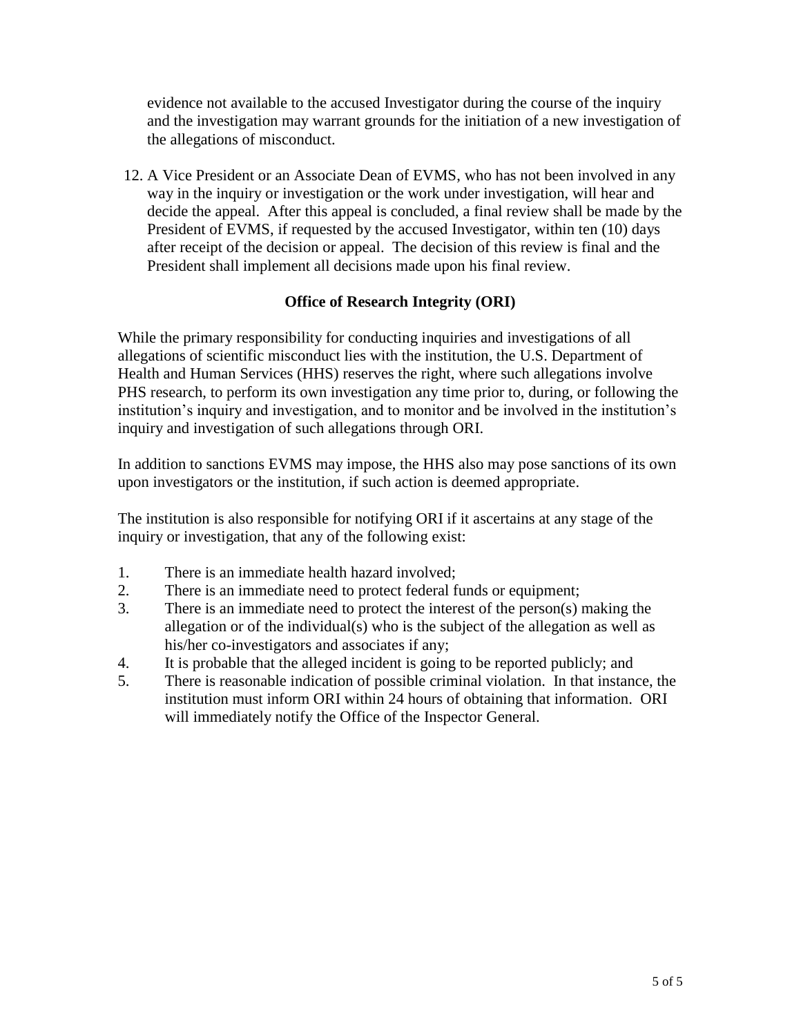evidence not available to the accused Investigator during the course of the inquiry and the investigation may warrant grounds for the initiation of a new investigation of the allegations of misconduct.

12. A Vice President or an Associate Dean of EVMS, who has not been involved in any way in the inquiry or investigation or the work under investigation, will hear and decide the appeal. After this appeal is concluded, a final review shall be made by the President of EVMS, if requested by the accused Investigator, within ten (10) days after receipt of the decision or appeal. The decision of this review is final and the President shall implement all decisions made upon his final review.

**Office of Research Integrity (ORI)**

While the primary responsibility for conducting inquiries and investigations of all allegations of scientific misconduct lies with the institution, the U.S. Department of Health and Human Services (HHS) reserves the right, where such allegations involve PHS research, to perform its own investigation any time prior to, during, or following the institution's inquiry and investigation, and to monitor and be involved in the institution's inquiry and investigation of such allegations through ORI.

In addition to sanctions EVMS may impose, the HHS also may pose sanctions of its own upon investigators or the institution, if such action is deemed appropriate.

The institution is also responsible for notifying ORI if it ascertains at any stage of the inquiry or investigation, that any of the following exist:

1. There is an immediate health hazard involved;
2. There is an immediate need to protect federal funds or equipment;
3. There is an immediate need to protect the interest of the person(s) making the allegation or of the individual(s) who is the subject of the allegation as well as his/her co-investigators and associates if any;
4. It is probable that the alleged incident is going to be reported publicly; and
5. There is reasonable indication of possible criminal violation. In that instance, the institution must inform ORI within 24 hours of obtaining that information. ORI will immediately notify the Office of the Inspector General.